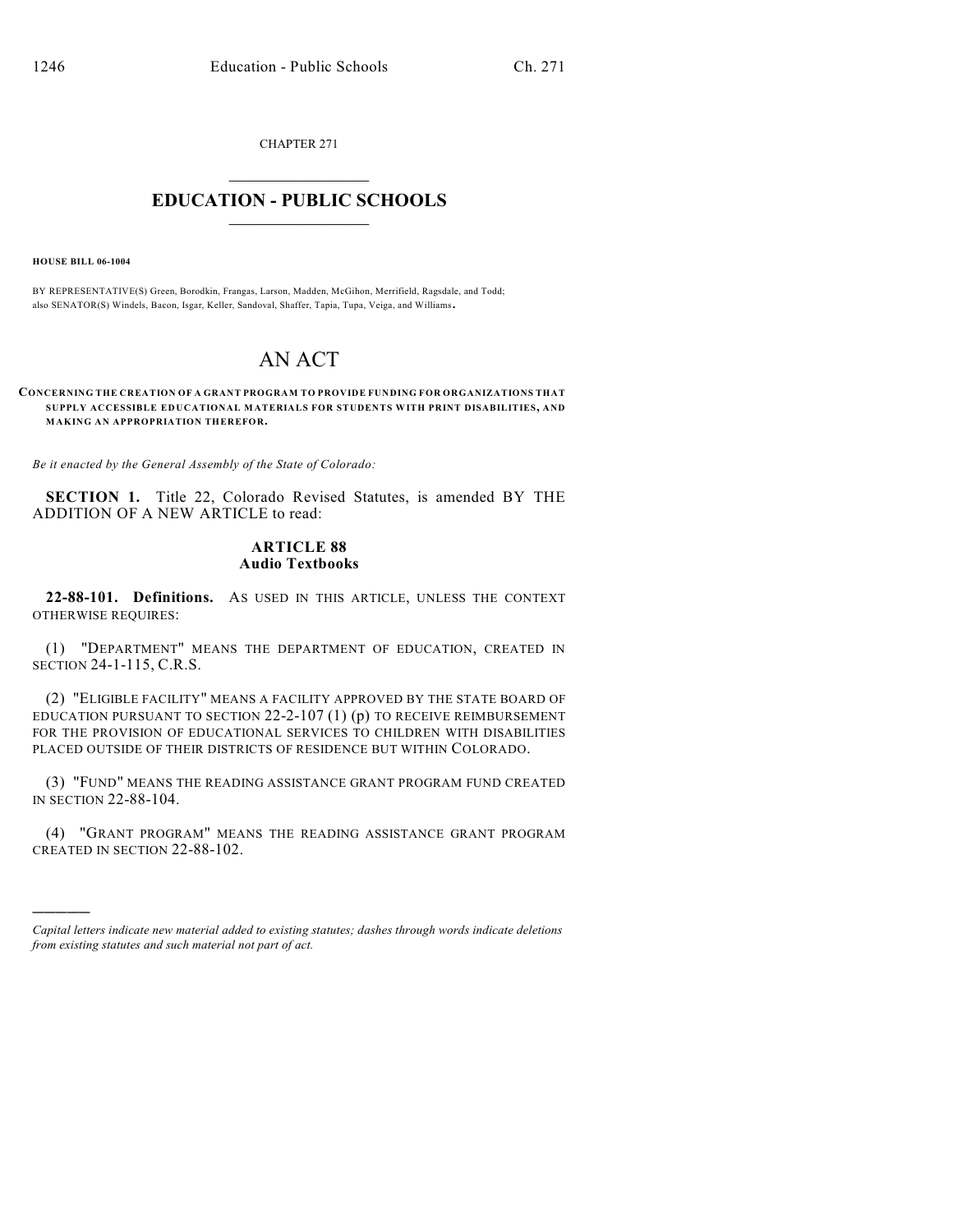CHAPTER 271

# EDUCATION - PUBLIC SCHOOLS

**HOUSE BILL 06-1004**

BY REPRESENTATIVE(S) Green, Borodkin, Frangas, Larson, Madden, McGihon, Merrifield, Ragsdale, and Todd; also SENATOR(S) Windels, Bacon, Isgar, Keller, Sandoval, Shaffer, Tapia, Tupa, Veiga, and Williams.

# AN ACT

**CONCERNING THE CREATION OF A GRANT PROGRAM TO PROVIDE FUNDING FOR ORGANIZATIONS THAT SUPPLY ACCESSIBLE EDUCATIONAL MATERIALS FOR STUDENTS WITH PRINT DISABILITIES, AND MAKING AN APPROPRIATION THEREFOR.**

*Be it enacted by the General Assembly of the State of Colorado:*

**SECTION 1.** Title 22, Colorado Revised Statutes, is amended BY THE ADDITION OF A NEW ARTICLE to read:

**ARTICLE 88**
**Audio Textbooks**

**22-88-101. Definitions.** AS USED IN THIS ARTICLE, UNLESS THE CONTEXT OTHERWISE REQUIRES:

(1) "DEPARTMENT" MEANS THE DEPARTMENT OF EDUCATION, CREATED IN SECTION 24-1-115, C.R.S.

(2) "ELIGIBLE FACILITY" MEANS A FACILITY APPROVED BY THE STATE BOARD OF EDUCATION PURSUANT TO SECTION 22-2-107 (1) (p) TO RECEIVE REIMBURSEMENT FOR THE PROVISION OF EDUCATIONAL SERVICES TO CHILDREN WITH DISABILITIES PLACED OUTSIDE OF THEIR DISTRICTS OF RESIDENCE BUT WITHIN COLORADO.

(3) "FUND" MEANS THE READING ASSISTANCE GRANT PROGRAM FUND CREATED IN SECTION 22-88-104.

(4) "GRANT PROGRAM" MEANS THE READING ASSISTANCE GRANT PROGRAM CREATED IN SECTION 22-88-102.

---

*Capital letters indicate new material added to existing statutes; dashes through words indicate deletions from existing statutes and such material not part of act.*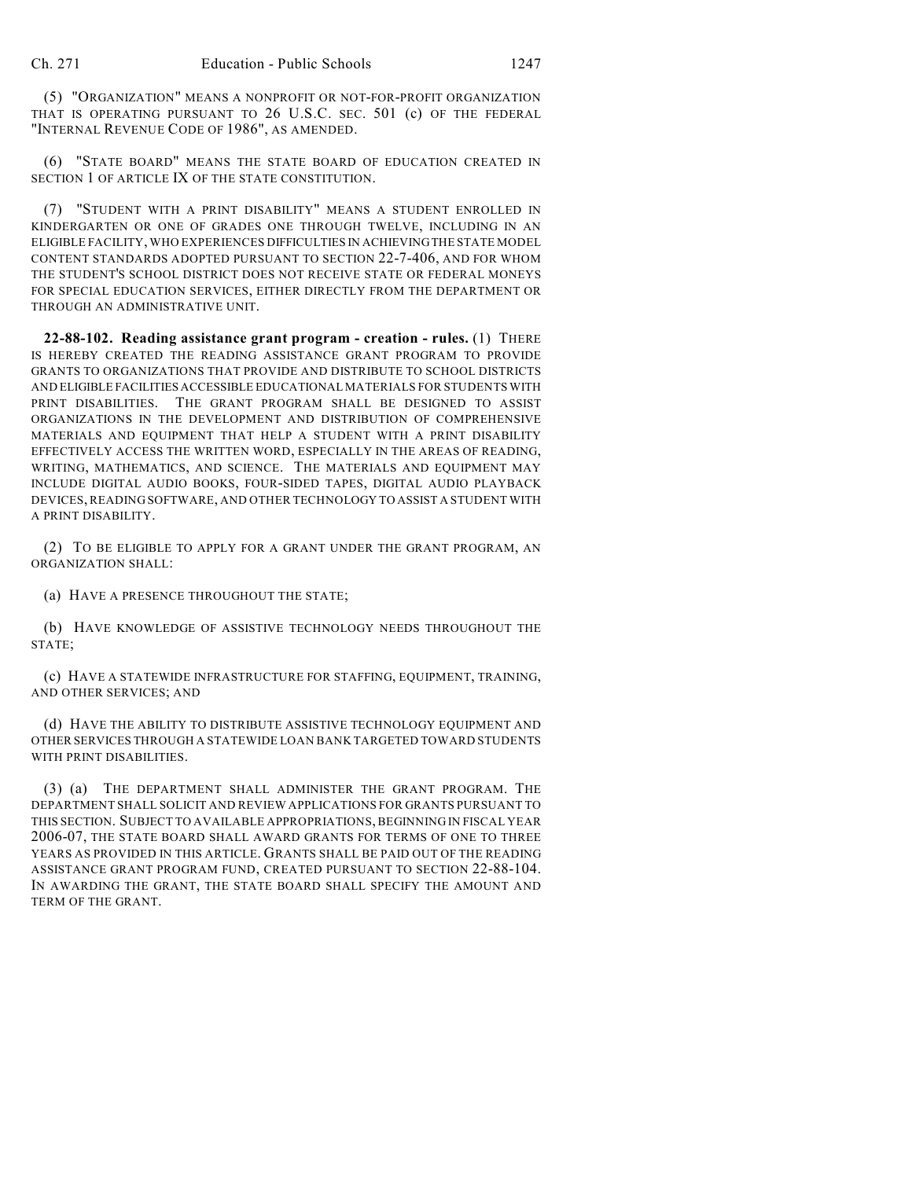(5) "ORGANIZATION" MEANS A NONPROFIT OR NOT-FOR-PROFIT ORGANIZATION THAT IS OPERATING PURSUANT TO 26 U.S.C. SEC. 501 (c) OF THE FEDERAL "INTERNAL REVENUE CODE OF 1986", AS AMENDED.

(6) "STATE BOARD" MEANS THE STATE BOARD OF EDUCATION CREATED IN SECTION 1 OF ARTICLE IX OF THE STATE CONSTITUTION.

(7) "STUDENT WITH A PRINT DISABILITY" MEANS A STUDENT ENROLLED IN KINDERGARTEN OR ONE OF GRADES ONE THROUGH TWELVE, INCLUDING IN AN ELIGIBLE FACILITY, WHO EXPERIENCES DIFFICULTIES IN ACHIEVING THE STATE MODEL CONTENT STANDARDS ADOPTED PURSUANT TO SECTION 22-7-406, AND FOR WHOM THE STUDENT'S SCHOOL DISTRICT DOES NOT RECEIVE STATE OR FEDERAL MONEYS FOR SPECIAL EDUCATION SERVICES, EITHER DIRECTLY FROM THE DEPARTMENT OR THROUGH AN ADMINISTRATIVE UNIT.

**22-88-102. Reading assistance grant program - creation - rules.** (1) THERE IS HEREBY CREATED THE READING ASSISTANCE GRANT PROGRAM TO PROVIDE GRANTS TO ORGANIZATIONS THAT PROVIDE AND DISTRIBUTE TO SCHOOL DISTRICTS AND ELIGIBLE FACILITIES ACCESSIBLE EDUCATIONAL MATERIALS FOR STUDENTS WITH PRINT DISABILITIES. THE GRANT PROGRAM SHALL BE DESIGNED TO ASSIST ORGANIZATIONS IN THE DEVELOPMENT AND DISTRIBUTION OF COMPREHENSIVE MATERIALS AND EQUIPMENT THAT HELP A STUDENT WITH A PRINT DISABILITY EFFECTIVELY ACCESS THE WRITTEN WORD, ESPECIALLY IN THE AREAS OF READING, WRITING, MATHEMATICS, AND SCIENCE. THE MATERIALS AND EQUIPMENT MAY INCLUDE DIGITAL AUDIO BOOKS, FOUR-SIDED TAPES, DIGITAL AUDIO PLAYBACK DEVICES, READING SOFTWARE, AND OTHER TECHNOLOGY TO ASSIST A STUDENT WITH A PRINT DISABILITY.

(2) TO BE ELIGIBLE TO APPLY FOR A GRANT UNDER THE GRANT PROGRAM, AN ORGANIZATION SHALL:

(a) HAVE A PRESENCE THROUGHOUT THE STATE;

(b) HAVE KNOWLEDGE OF ASSISTIVE TECHNOLOGY NEEDS THROUGHOUT THE STATE;

(c) HAVE A STATEWIDE INFRASTRUCTURE FOR STAFFING, EQUIPMENT, TRAINING, AND OTHER SERVICES; AND

(d) HAVE THE ABILITY TO DISTRIBUTE ASSISTIVE TECHNOLOGY EQUIPMENT AND OTHER SERVICES THROUGH A STATEWIDE LOAN BANK TARGETED TOWARD STUDENTS WITH PRINT DISABILITIES.

(3) (a) THE DEPARTMENT SHALL ADMINISTER THE GRANT PROGRAM. THE DEPARTMENT SHALL SOLICIT AND REVIEW APPLICATIONS FOR GRANTS PURSUANT TO THIS SECTION. SUBJECT TO AVAILABLE APPROPRIATIONS, BEGINNING IN FISCAL YEAR 2006-07, THE STATE BOARD SHALL AWARD GRANTS FOR TERMS OF ONE TO THREE YEARS AS PROVIDED IN THIS ARTICLE. GRANTS SHALL BE PAID OUT OF THE READING ASSISTANCE GRANT PROGRAM FUND, CREATED PURSUANT TO SECTION 22-88-104. IN AWARDING THE GRANT, THE STATE BOARD SHALL SPECIFY THE AMOUNT AND TERM OF THE GRANT.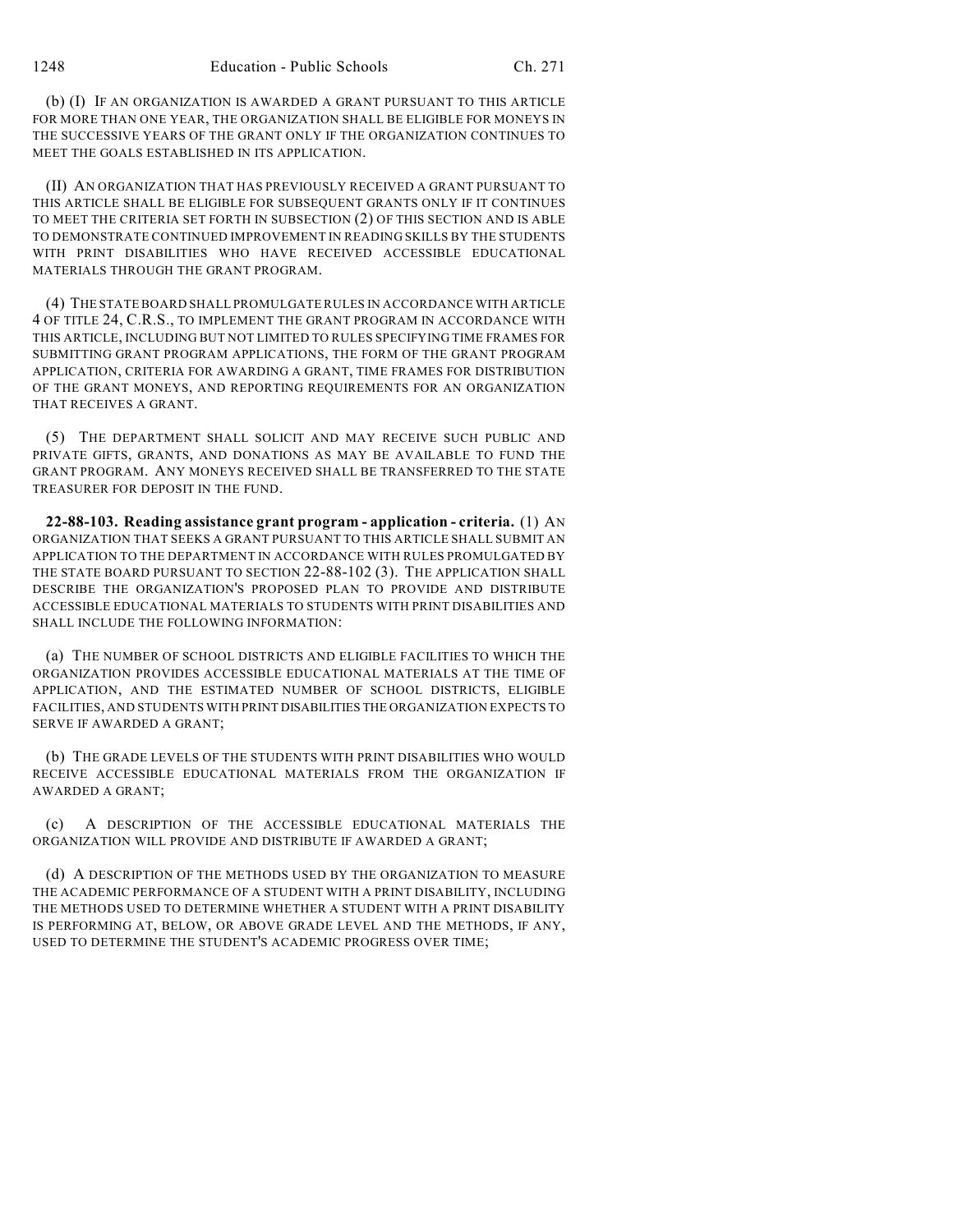(b) (I) IF AN ORGANIZATION IS AWARDED A GRANT PURSUANT TO THIS ARTICLE FOR MORE THAN ONE YEAR, THE ORGANIZATION SHALL BE ELIGIBLE FOR MONEYS IN THE SUCCESSIVE YEARS OF THE GRANT ONLY IF THE ORGANIZATION CONTINUES TO MEET THE GOALS ESTABLISHED IN ITS APPLICATION.

(II) AN ORGANIZATION THAT HAS PREVIOUSLY RECEIVED A GRANT PURSUANT TO THIS ARTICLE SHALL BE ELIGIBLE FOR SUBSEQUENT GRANTS ONLY IF IT CONTINUES TO MEET THE CRITERIA SET FORTH IN SUBSECTION (2) OF THIS SECTION AND IS ABLE TO DEMONSTRATE CONTINUED IMPROVEMENT IN READING SKILLS BY THE STUDENTS WITH PRINT DISABILITIES WHO HAVE RECEIVED ACCESSIBLE EDUCATIONAL MATERIALS THROUGH THE GRANT PROGRAM.

(4) THE STATE BOARD SHALL PROMULGATE RULES IN ACCORDANCE WITH ARTICLE 4 OF TITLE 24, C.R.S., TO IMPLEMENT THE GRANT PROGRAM IN ACCORDANCE WITH THIS ARTICLE, INCLUDING BUT NOT LIMITED TO RULES SPECIFYING TIME FRAMES FOR SUBMITTING GRANT PROGRAM APPLICATIONS, THE FORM OF THE GRANT PROGRAM APPLICATION, CRITERIA FOR AWARDING A GRANT, TIME FRAMES FOR DISTRIBUTION OF THE GRANT MONEYS, AND REPORTING REQUIREMENTS FOR AN ORGANIZATION THAT RECEIVES A GRANT.

(5) THE DEPARTMENT SHALL SOLICIT AND MAY RECEIVE SUCH PUBLIC AND PRIVATE GIFTS, GRANTS, AND DONATIONS AS MAY BE AVAILABLE TO FUND THE GRANT PROGRAM. ANY MONEYS RECEIVED SHALL BE TRANSFERRED TO THE STATE TREASURER FOR DEPOSIT IN THE FUND.

**22-88-103. Reading assistance grant program - application - criteria.** (1) AN ORGANIZATION THAT SEEKS A GRANT PURSUANT TO THIS ARTICLE SHALL SUBMIT AN APPLICATION TO THE DEPARTMENT IN ACCORDANCE WITH RULES PROMULGATED BY THE STATE BOARD PURSUANT TO SECTION 22-88-102 (3). THE APPLICATION SHALL DESCRIBE THE ORGANIZATION'S PROPOSED PLAN TO PROVIDE AND DISTRIBUTE ACCESSIBLE EDUCATIONAL MATERIALS TO STUDENTS WITH PRINT DISABILITIES AND SHALL INCLUDE THE FOLLOWING INFORMATION:

(a) THE NUMBER OF SCHOOL DISTRICTS AND ELIGIBLE FACILITIES TO WHICH THE ORGANIZATION PROVIDES ACCESSIBLE EDUCATIONAL MATERIALS AT THE TIME OF APPLICATION, AND THE ESTIMATED NUMBER OF SCHOOL DISTRICTS, ELIGIBLE FACILITIES, AND STUDENTS WITH PRINT DISABILITIES THE ORGANIZATION EXPECTS TO SERVE IF AWARDED A GRANT;

(b) THE GRADE LEVELS OF THE STUDENTS WITH PRINT DISABILITIES WHO WOULD RECEIVE ACCESSIBLE EDUCATIONAL MATERIALS FROM THE ORGANIZATION IF AWARDED A GRANT;

(c) A DESCRIPTION OF THE ACCESSIBLE EDUCATIONAL MATERIALS THE ORGANIZATION WILL PROVIDE AND DISTRIBUTE IF AWARDED A GRANT;

(d) A DESCRIPTION OF THE METHODS USED BY THE ORGANIZATION TO MEASURE THE ACADEMIC PERFORMANCE OF A STUDENT WITH A PRINT DISABILITY, INCLUDING THE METHODS USED TO DETERMINE WHETHER A STUDENT WITH A PRINT DISABILITY IS PERFORMING AT, BELOW, OR ABOVE GRADE LEVEL AND THE METHODS, IF ANY, USED TO DETERMINE THE STUDENT'S ACADEMIC PROGRESS OVER TIME;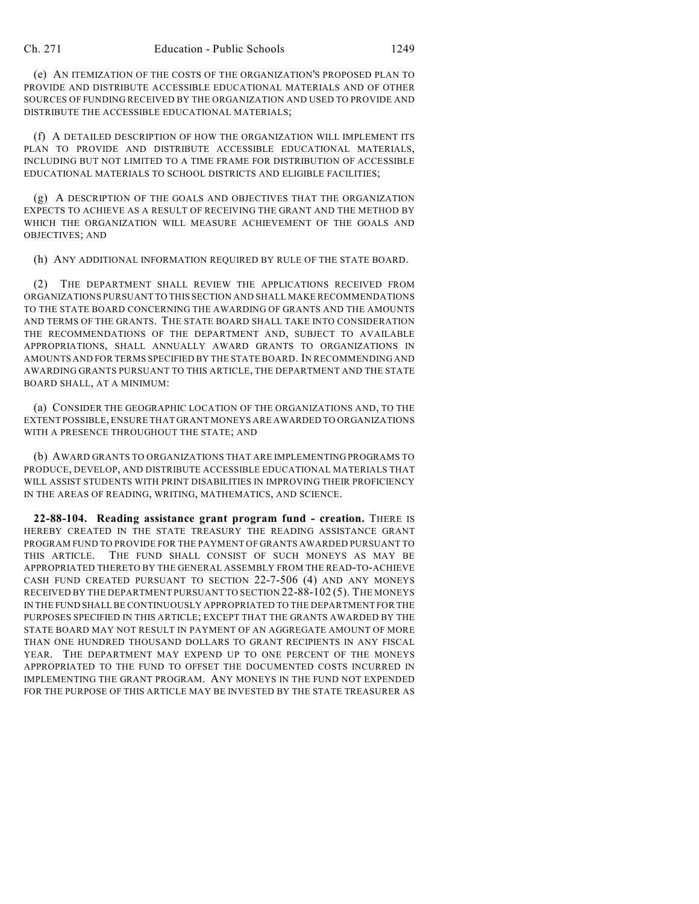(e) AN ITEMIZATION OF THE COSTS OF THE ORGANIZATION'S PROPOSED PLAN TO PROVIDE AND DISTRIBUTE ACCESSIBLE EDUCATIONAL MATERIALS AND OF OTHER SOURCES OF FUNDING RECEIVED BY THE ORGANIZATION AND USED TO PROVIDE AND DISTRIBUTE THE ACCESSIBLE EDUCATIONAL MATERIALS;

(f) A DETAILED DESCRIPTION OF HOW THE ORGANIZATION WILL IMPLEMENT ITS PLAN TO PROVIDE AND DISTRIBUTE ACCESSIBLE EDUCATIONAL MATERIALS, INCLUDING BUT NOT LIMITED TO A TIME FRAME FOR DISTRIBUTION OF ACCESSIBLE EDUCATIONAL MATERIALS TO SCHOOL DISTRICTS AND ELIGIBLE FACILITIES;

(g) A DESCRIPTION OF THE GOALS AND OBJECTIVES THAT THE ORGANIZATION EXPECTS TO ACHIEVE AS A RESULT OF RECEIVING THE GRANT AND THE METHOD BY WHICH THE ORGANIZATION WILL MEASURE ACHIEVEMENT OF THE GOALS AND OBJECTIVES; AND

(h) ANY ADDITIONAL INFORMATION REQUIRED BY RULE OF THE STATE BOARD.

(2) THE DEPARTMENT SHALL REVIEW THE APPLICATIONS RECEIVED FROM ORGANIZATIONS PURSUANT TO THIS SECTION AND SHALL MAKE RECOMMENDATIONS TO THE STATE BOARD CONCERNING THE AWARDING OF GRANTS AND THE AMOUNTS AND TERMS OF THE GRANTS. THE STATE BOARD SHALL TAKE INTO CONSIDERATION THE RECOMMENDATIONS OF THE DEPARTMENT AND, SUBJECT TO AVAILABLE APPROPRIATIONS, SHALL ANNUALLY AWARD GRANTS TO ORGANIZATIONS IN AMOUNTS AND FOR TERMS SPECIFIED BY THE STATE BOARD. IN RECOMMENDING AND AWARDING GRANTS PURSUANT TO THIS ARTICLE, THE DEPARTMENT AND THE STATE BOARD SHALL, AT A MINIMUM:

(a) CONSIDER THE GEOGRAPHIC LOCATION OF THE ORGANIZATIONS AND, TO THE EXTENT POSSIBLE, ENSURE THAT GRANT MONEYS ARE AWARDED TO ORGANIZATIONS WITH A PRESENCE THROUGHOUT THE STATE; AND

(b) AWARD GRANTS TO ORGANIZATIONS THAT ARE IMPLEMENTING PROGRAMS TO PRODUCE, DEVELOP, AND DISTRIBUTE ACCESSIBLE EDUCATIONAL MATERIALS THAT WILL ASSIST STUDENTS WITH PRINT DISABILITIES IN IMPROVING THEIR PROFICIENCY IN THE AREAS OF READING, WRITING, MATHEMATICS, AND SCIENCE.

**22-88-104. Reading assistance grant program fund - creation.** THERE IS HEREBY CREATED IN THE STATE TREASURY THE READING ASSISTANCE GRANT PROGRAM FUND TO PROVIDE FOR THE PAYMENT OF GRANTS AWARDED PURSUANT TO THIS ARTICLE. THE FUND SHALL CONSIST OF SUCH MONEYS AS MAY BE APPROPRIATED THERETO BY THE GENERAL ASSEMBLY FROM THE READ-TO-ACHIEVE CASH FUND CREATED PURSUANT TO SECTION 22-7-506 (4) AND ANY MONEYS RECEIVED BY THE DEPARTMENT PURSUANT TO SECTION 22-88-102 (5). THE MONEYS IN THE FUND SHALL BE CONTINUOUSLY APPROPRIATED TO THE DEPARTMENT FOR THE PURPOSES SPECIFIED IN THIS ARTICLE; EXCEPT THAT THE GRANTS AWARDED BY THE STATE BOARD MAY NOT RESULT IN PAYMENT OF AN AGGREGATE AMOUNT OF MORE THAN ONE HUNDRED THOUSAND DOLLARS TO GRANT RECIPIENTS IN ANY FISCAL YEAR. THE DEPARTMENT MAY EXPEND UP TO ONE PERCENT OF THE MONEYS APPROPRIATED TO THE FUND TO OFFSET THE DOCUMENTED COSTS INCURRED IN IMPLEMENTING THE GRANT PROGRAM. ANY MONEYS IN THE FUND NOT EXPENDED FOR THE PURPOSE OF THIS ARTICLE MAY BE INVESTED BY THE STATE TREASURER AS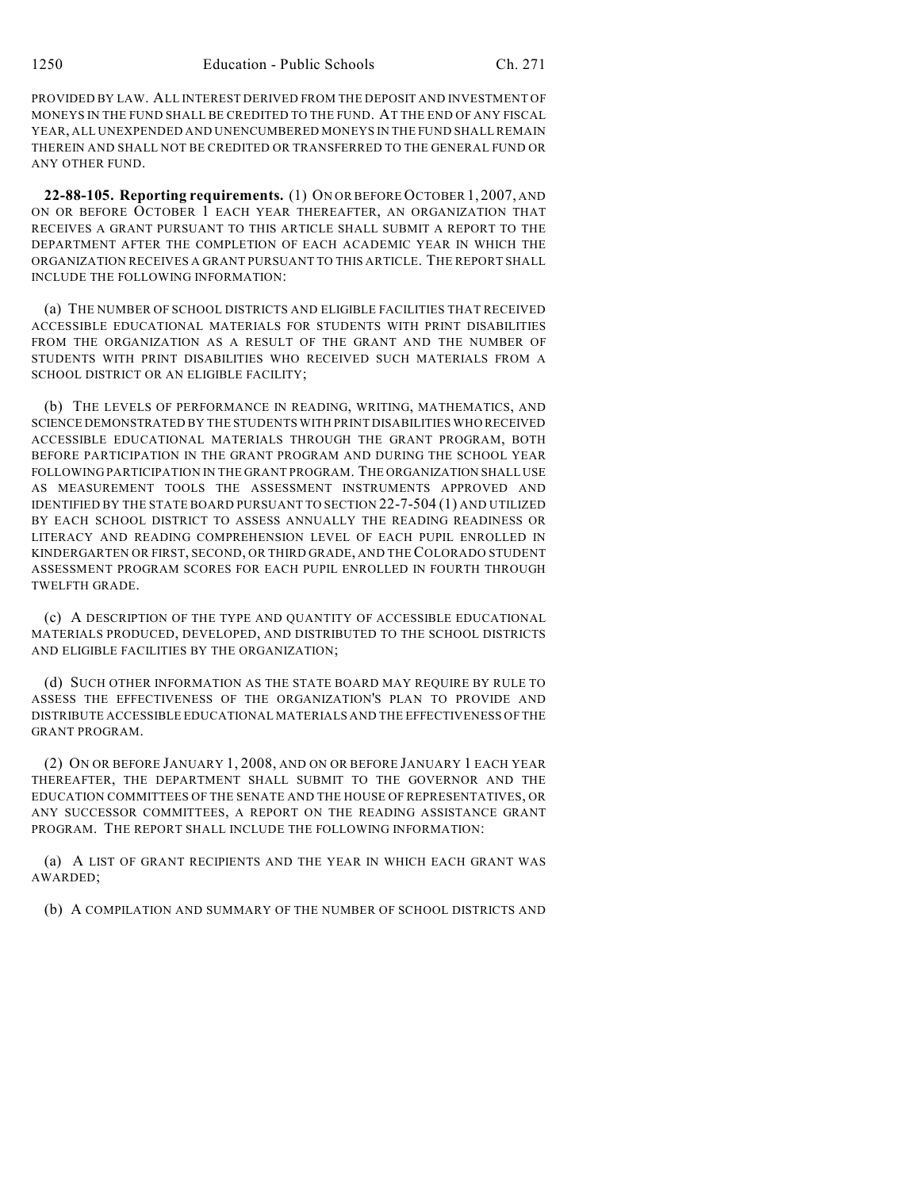PROVIDED BY LAW. ALL INTEREST DERIVED FROM THE DEPOSIT AND INVESTMENT OF MONEYS IN THE FUND SHALL BE CREDITED TO THE FUND. AT THE END OF ANY FISCAL YEAR, ALL UNEXPENDED AND UNENCUMBERED MONEYS IN THE FUND SHALL REMAIN THEREIN AND SHALL NOT BE CREDITED OR TRANSFERRED TO THE GENERAL FUND OR ANY OTHER FUND.

**22-88-105. Reporting requirements.** (1) ON OR BEFORE OCTOBER 1, 2007, AND ON OR BEFORE OCTOBER 1 EACH YEAR THEREAFTER, AN ORGANIZATION THAT RECEIVES A GRANT PURSUANT TO THIS ARTICLE SHALL SUBMIT A REPORT TO THE DEPARTMENT AFTER THE COMPLETION OF EACH ACADEMIC YEAR IN WHICH THE ORGANIZATION RECEIVES A GRANT PURSUANT TO THIS ARTICLE. THE REPORT SHALL INCLUDE THE FOLLOWING INFORMATION:

(a) THE NUMBER OF SCHOOL DISTRICTS AND ELIGIBLE FACILITIES THAT RECEIVED ACCESSIBLE EDUCATIONAL MATERIALS FOR STUDENTS WITH PRINT DISABILITIES FROM THE ORGANIZATION AS A RESULT OF THE GRANT AND THE NUMBER OF STUDENTS WITH PRINT DISABILITIES WHO RECEIVED SUCH MATERIALS FROM A SCHOOL DISTRICT OR AN ELIGIBLE FACILITY;

(b) THE LEVELS OF PERFORMANCE IN READING, WRITING, MATHEMATICS, AND SCIENCE DEMONSTRATED BY THE STUDENTS WITH PRINT DISABILITIES WHO RECEIVED ACCESSIBLE EDUCATIONAL MATERIALS THROUGH THE GRANT PROGRAM, BOTH BEFORE PARTICIPATION IN THE GRANT PROGRAM AND DURING THE SCHOOL YEAR FOLLOWING PARTICIPATION IN THE GRANT PROGRAM. THE ORGANIZATION SHALL USE AS MEASUREMENT TOOLS THE ASSESSMENT INSTRUMENTS APPROVED AND IDENTIFIED BY THE STATE BOARD PURSUANT TO SECTION 22-7-504 (1) AND UTILIZED BY EACH SCHOOL DISTRICT TO ASSESS ANNUALLY THE READING READINESS OR LITERACY AND READING COMPREHENSION LEVEL OF EACH PUPIL ENROLLED IN KINDERGARTEN OR FIRST, SECOND, OR THIRD GRADE, AND THE COLORADO STUDENT ASSESSMENT PROGRAM SCORES FOR EACH PUPIL ENROLLED IN FOURTH THROUGH TWELFTH GRADE.

(c) A DESCRIPTION OF THE TYPE AND QUANTITY OF ACCESSIBLE EDUCATIONAL MATERIALS PRODUCED, DEVELOPED, AND DISTRIBUTED TO THE SCHOOL DISTRICTS AND ELIGIBLE FACILITIES BY THE ORGANIZATION;

(d) SUCH OTHER INFORMATION AS THE STATE BOARD MAY REQUIRE BY RULE TO ASSESS THE EFFECTIVENESS OF THE ORGANIZATION'S PLAN TO PROVIDE AND DISTRIBUTE ACCESSIBLE EDUCATIONAL MATERIALS AND THE EFFECTIVENESS OF THE GRANT PROGRAM.

(2) ON OR BEFORE JANUARY 1, 2008, AND ON OR BEFORE JANUARY 1 EACH YEAR THEREAFTER, THE DEPARTMENT SHALL SUBMIT TO THE GOVERNOR AND THE EDUCATION COMMITTEES OF THE SENATE AND THE HOUSE OF REPRESENTATIVES, OR ANY SUCCESSOR COMMITTEES, A REPORT ON THE READING ASSISTANCE GRANT PROGRAM. THE REPORT SHALL INCLUDE THE FOLLOWING INFORMATION:

(a) A LIST OF GRANT RECIPIENTS AND THE YEAR IN WHICH EACH GRANT WAS AWARDED;

(b) A COMPILATION AND SUMMARY OF THE NUMBER OF SCHOOL DISTRICTS AND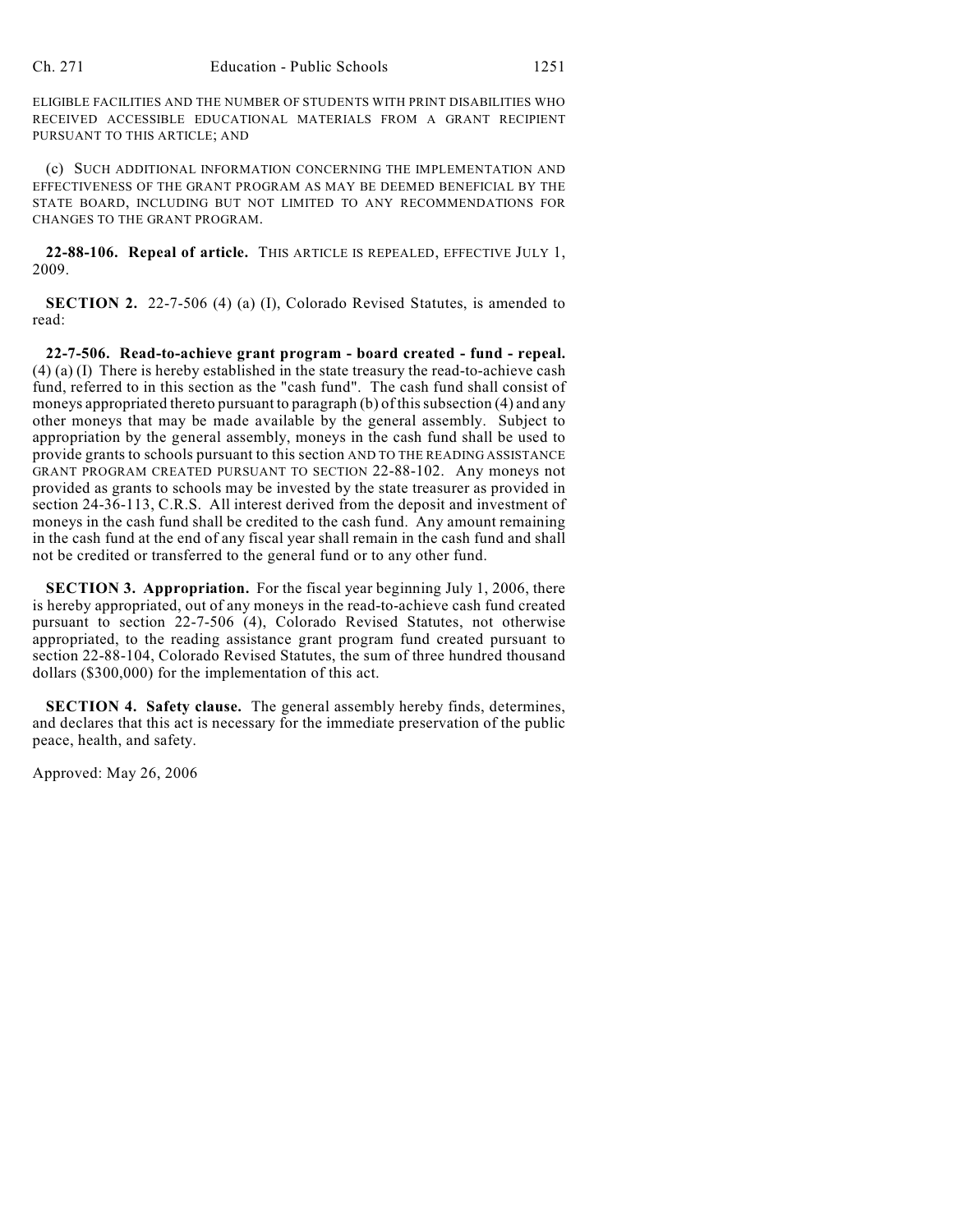ELIGIBLE FACILITIES AND THE NUMBER OF STUDENTS WITH PRINT DISABILITIES WHO RECEIVED ACCESSIBLE EDUCATIONAL MATERIALS FROM A GRANT RECIPIENT PURSUANT TO THIS ARTICLE; AND

(c) SUCH ADDITIONAL INFORMATION CONCERNING THE IMPLEMENTATION AND EFFECTIVENESS OF THE GRANT PROGRAM AS MAY BE DEEMED BENEFICIAL BY THE STATE BOARD, INCLUDING BUT NOT LIMITED TO ANY RECOMMENDATIONS FOR CHANGES TO THE GRANT PROGRAM.

**22-88-106. Repeal of article.** THIS ARTICLE IS REPEALED, EFFECTIVE JULY 1, 2009.

**SECTION 2.** 22-7-506 (4) (a) (I), Colorado Revised Statutes, is amended to read:

**22-7-506. Read-to-achieve grant program - board created - fund - repeal.** (4) (a) (I) There is hereby established in the state treasury the read-to-achieve cash fund, referred to in this section as the "cash fund". The cash fund shall consist of moneys appropriated thereto pursuant to paragraph (b) of this subsection (4) and any other moneys that may be made available by the general assembly. Subject to appropriation by the general assembly, moneys in the cash fund shall be used to provide grants to schools pursuant to this section AND TO THE READING ASSISTANCE GRANT PROGRAM CREATED PURSUANT TO SECTION 22-88-102. Any moneys not provided as grants to schools may be invested by the state treasurer as provided in section 24-36-113, C.R.S. All interest derived from the deposit and investment of moneys in the cash fund shall be credited to the cash fund. Any amount remaining in the cash fund at the end of any fiscal year shall remain in the cash fund and shall not be credited or transferred to the general fund or to any other fund.

**SECTION 3. Appropriation.** For the fiscal year beginning July 1, 2006, there is hereby appropriated, out of any moneys in the read-to-achieve cash fund created pursuant to section 22-7-506 (4), Colorado Revised Statutes, not otherwise appropriated, to the reading assistance grant program fund created pursuant to section 22-88-104, Colorado Revised Statutes, the sum of three hundred thousand dollars ($300,000) for the implementation of this act.

**SECTION 4. Safety clause.** The general assembly hereby finds, determines, and declares that this act is necessary for the immediate preservation of the public peace, health, and safety.

Approved: May 26, 2006